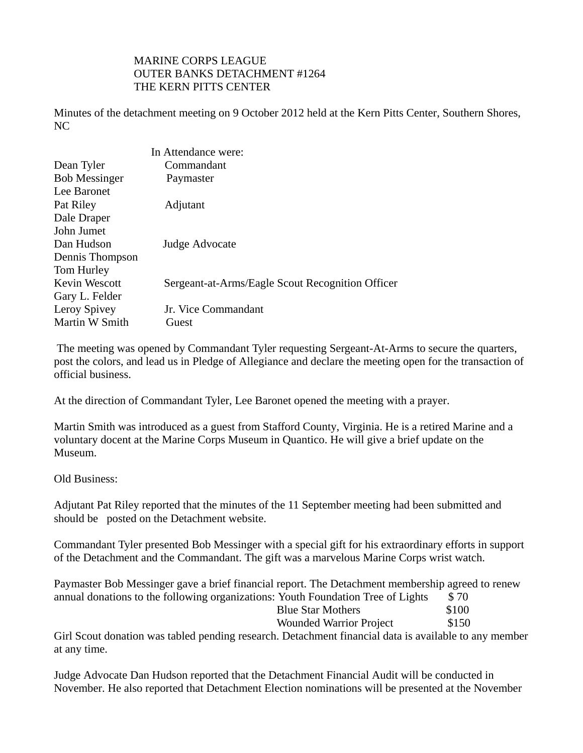MARINE CORPS LEAGUE
OUTER BANKS DETACHMENT #1264
THE KERN PITTS CENTER

Minutes of the detachment meeting on 9 October 2012 held at the Kern Pitts Center, Southern Shores, NC

In Attendance were:

| | |
|---|---|
| Dean Tyler | Commandant |
| Bob Messinger | Paymaster |
| Lee Baronet | |
| Pat Riley | Adjutant |
| Dale Draper | |
| John Jumet | |
| Dan Hudson | Judge Advocate |
| Dennis Thompson | |
| Tom Hurley | |
| Kevin Wescott | Sergeant-at-Arms/Eagle Scout Recognition Officer |
| Gary L. Felder | |
| Leroy Spivey | Jr. Vice Commandant |
| Martin W Smith | Guest |

The meeting was opened by Commandant Tyler requesting Sergeant-At-Arms to secure the quarters, post the colors, and lead us in Pledge of Allegiance and declare the meeting open for the transaction of official business.

At the direction of Commandant Tyler, Lee Baronet opened the meeting with a prayer.

Martin Smith was introduced as a guest from Stafford County, Virginia. He is a retired Marine and a voluntary docent at the Marine Corps Museum in Quantico. He will give a brief update on the Museum.

Old Business:

Adjutant Pat Riley reported that the minutes of the 11 September meeting had been submitted and should be posted on the Detachment website.

Commandant Tyler presented Bob Messinger with a special gift for his extraordinary efforts in support of the Detachment and the Commandant. The gift was a marvelous Marine Corps wrist watch.

Paymaster Bob Messinger gave a brief financial report. The Detachment membership agreed to renew annual donations to the following organizations:

| | |
|---|---|
| Youth Foundation Tree of Lights | $ 70 |
| Blue Star Mothers | $100 |
| Wounded Warrior Project | $150 |

Girl Scout donation was tabled pending research. Detachment financial data is available to any member at any time.

Judge Advocate Dan Hudson reported that the Detachment Financial Audit will be conducted in November. He also reported that Detachment Election nominations will be presented at the November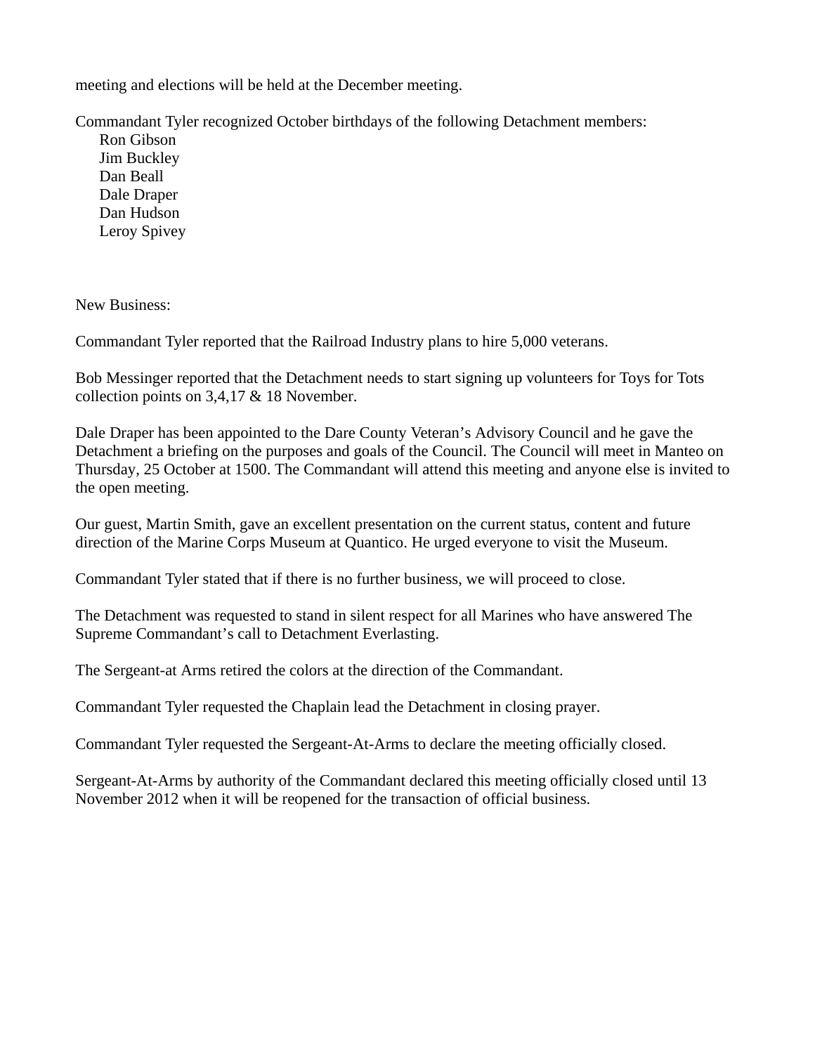meeting and elections will be held at the December meeting.

Commandant Tyler recognized October birthdays of the following Detachment members:

- Ron Gibson
- Jim Buckley
- Dan Beall
- Dale Draper
- Dan Hudson
- Leroy Spivey

New Business:

Commandant Tyler reported that the Railroad Industry plans to hire 5,000 veterans.

Bob Messinger reported that the Detachment needs to start signing up volunteers for Toys for Tots collection points on 3,4,17 & 18 November.

Dale Draper has been appointed to the Dare County Veteran's Advisory Council and he gave the Detachment a briefing on the purposes and goals of the Council. The Council will meet in Manteo on Thursday, 25 October at 1500. The Commandant will attend this meeting and anyone else is invited to the open meeting.

Our guest, Martin Smith, gave an excellent presentation on the current status, content and future direction of the Marine Corps Museum at Quantico. He urged everyone to visit the Museum.

Commandant Tyler stated that if there is no further business, we will proceed to close.

The Detachment was requested to stand in silent respect for all Marines who have answered The Supreme Commandant's call to Detachment Everlasting.

The Sergeant-at Arms retired the colors at the direction of the Commandant.

Commandant Tyler requested the Chaplain lead the Detachment in closing prayer.

Commandant Tyler requested the Sergeant-At-Arms to declare the meeting officially closed.

Sergeant-At-Arms by authority of the Commandant declared this meeting officially closed until 13 November 2012 when it will be reopened for the transaction of official business.